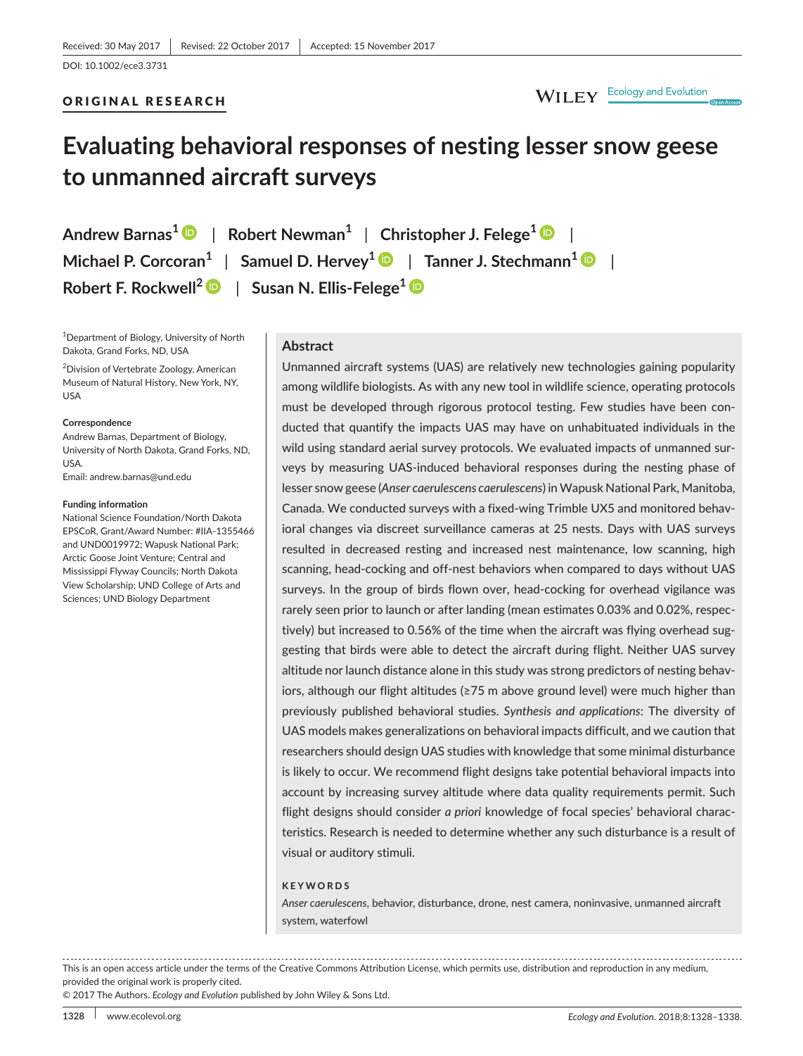Received: 30 May 2017 | Revised: 22 October 2017 | Accepted: 15 November 2017

DOI: 10.1002/ece3.3731

ORIGINAL RESEARCH

# Evaluating behavioral responses of nesting lesser snow geese to unmanned aircraft surveys

**Andrew Barnas**[1] | **Robert Newman**[1] | **Christopher J. Felege**[1] | **Michael P. Corcoran**[1] | **Samuel D. Hervey**[1] | **Tanner J. Stechmann**[1] | **Robert F. Rockwell**[2] | **Susan N. Ellis-Felege**[1]

[1]Department of Biology, University of North Dakota, Grand Forks, ND, USA

[2]Division of Vertebrate Zoology, American Museum of Natural History, New York, NY, USA

**Correspondence**
Andrew Barnas, Department of Biology, University of North Dakota, Grand Forks, ND, USA.
Email: andrew.barnas@und.edu

**Funding information**
National Science Foundation/North Dakota EPSCoR, Grant/Award Number: #IIA-1355466 and UND0019972; Wapusk National Park; Arctic Goose Joint Venture; Central and Mississippi Flyway Councils; North Dakota View Scholarship; UND College of Arts and Sciences; UND Biology Department

## Abstract

Unmanned aircraft systems (UAS) are relatively new technologies gaining popularity among wildlife biologists. As with any new tool in wildlife science, operating protocols must be developed through rigorous protocol testing. Few studies have been conducted that quantify the impacts UAS may have on unhabituated individuals in the wild using standard aerial survey protocols. We evaluated impacts of unmanned surveys by measuring UAS-induced behavioral responses during the nesting phase of lesser snow geese (*Anser caerulescens caerulescens*) in Wapusk National Park, Manitoba, Canada. We conducted surveys with a fixed-wing Trimble UX5 and monitored behavioral changes via discreet surveillance cameras at 25 nests. Days with UAS surveys resulted in decreased resting and increased nest maintenance, low scanning, high scanning, head-cocking and off-nest behaviors when compared to days without UAS surveys. In the group of birds flown over, head-cocking for overhead vigilance was rarely seen prior to launch or after landing (mean estimates 0.03% and 0.02%, respectively) but increased to 0.56% of the time when the aircraft was flying overhead suggesting that birds were able to detect the aircraft during flight. Neither UAS survey altitude nor launch distance alone in this study was strong predictors of nesting behaviors, although our flight altitudes (≥75 m above ground level) were much higher than previously published behavioral studies. *Synthesis and applications*: The diversity of UAS models makes generalizations on behavioral impacts difficult, and we caution that researchers should design UAS studies with knowledge that some minimal disturbance is likely to occur. We recommend flight designs take potential behavioral impacts into account by increasing survey altitude where data quality requirements permit. Such flight designs should consider *a priori* knowledge of focal species' behavioral characteristics. Research is needed to determine whether any such disturbance is a result of visual or auditory stimuli.

**KEYWORDS**

*Anser caerulescens*, behavior, disturbance, drone, nest camera, noninvasive, unmanned aircraft system, waterfowl

This is an open access article under the terms of the Creative Commons Attribution License, which permits use, distribution and reproduction in any medium, provided the original work is properly cited.
© 2017 The Authors. *Ecology and Evolution* published by John Wiley & Sons Ltd.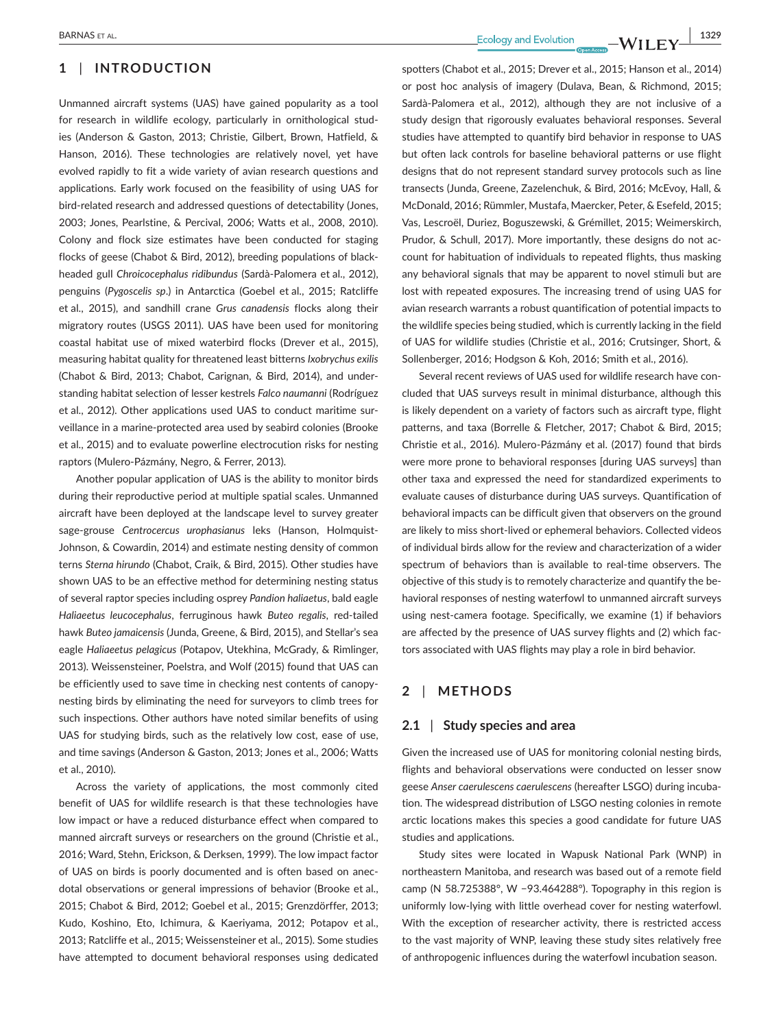## 1 | INTRODUCTION

Unmanned aircraft systems (UAS) have gained popularity as a tool for research in wildlife ecology, particularly in ornithological studies (Anderson & Gaston, 2013; Christie, Gilbert, Brown, Hatfield, & Hanson, 2016). These technologies are relatively novel, yet have evolved rapidly to fit a wide variety of avian research questions and applications. Early work focused on the feasibility of using UAS for bird-related research and addressed questions of detectability (Jones, 2003; Jones, Pearlstine, & Percival, 2006; Watts et al., 2008, 2010). Colony and flock size estimates have been conducted for staging flocks of geese (Chabot & Bird, 2012), breeding populations of black-headed gull *Chroicocephalus ridibundus* (Sardà-Palomera et al., 2012), penguins (*Pygoscelis sp*.) in Antarctica (Goebel et al., 2015; Ratcliffe et al., 2015), and sandhill crane *Grus canadensis* flocks along their migratory routes (USGS 2011). UAS have been used for monitoring coastal habitat use of mixed waterbird flocks (Drever et al., 2015), measuring habitat quality for threatened least bitterns *Ixobrychus exilis* (Chabot & Bird, 2013; Chabot, Carignan, & Bird, 2014), and understanding habitat selection of lesser kestrels *Falco naumanni* (Rodríguez et al., 2012). Other applications used UAS to conduct maritime surveillance in a marine-protected area used by seabird colonies (Brooke et al., 2015) and to evaluate powerline electrocution risks for nesting raptors (Mulero-Pázmány, Negro, & Ferrer, 2013).

Another popular application of UAS is the ability to monitor birds during their reproductive period at multiple spatial scales. Unmanned aircraft have been deployed at the landscape level to survey greater sage-grouse *Centrocercus urophasianus* leks (Hanson, Holmquist-Johnson, & Cowardin, 2014) and estimate nesting density of common terns *Sterna hirundo* (Chabot, Craik, & Bird, 2015). Other studies have shown UAS to be an effective method for determining nesting status of several raptor species including osprey *Pandion haliaetus*, bald eagle *Haliaeetus leucocephalus*, ferruginous hawk *Buteo regalis*, red-tailed hawk *Buteo jamaicensis* (Junda, Greene, & Bird, 2015), and Stellar's sea eagle *Haliaeetus pelagicus* (Potapov, Utekhina, McGrady, & Rimlinger, 2013). Weissensteiner, Poelstra, and Wolf (2015) found that UAS can be efficiently used to save time in checking nest contents of canopy-nesting birds by eliminating the need for surveyors to climb trees for such inspections. Other authors have noted similar benefits of using UAS for studying birds, such as the relatively low cost, ease of use, and time savings (Anderson & Gaston, 2013; Jones et al., 2006; Watts et al., 2010).

Across the variety of applications, the most commonly cited benefit of UAS for wildlife research is that these technologies have low impact or have a reduced disturbance effect when compared to manned aircraft surveys or researchers on the ground (Christie et al., 2016; Ward, Stehn, Erickson, & Derksen, 1999). The low impact factor of UAS on birds is poorly documented and is often based on anecdotal observations or general impressions of behavior (Brooke et al., 2015; Chabot & Bird, 2012; Goebel et al., 2015; Grenzdörffer, 2013; Kudo, Koshino, Eto, Ichimura, & Kaeriyama, 2012; Potapov et al., 2013; Ratcliffe et al., 2015; Weissensteiner et al., 2015). Some studies have attempted to document behavioral responses using dedicated spotters (Chabot et al., 2015; Drever et al., 2015; Hanson et al., 2014) or post hoc analysis of imagery (Dulava, Bean, & Richmond, 2015; Sardà-Palomera et al., 2012), although they are not inclusive of a study design that rigorously evaluates behavioral responses. Several studies have attempted to quantify bird behavior in response to UAS but often lack controls for baseline behavioral patterns or use flight designs that do not represent standard survey protocols such as line transects (Junda, Greene, Zazelenchuk, & Bird, 2016; McEvoy, Hall, & McDonald, 2016; Rümmler, Mustafa, Maercker, Peter, & Esefeld, 2015; Vas, Lescroël, Duriez, Boguszewski, & Grémillet, 2015; Weimerskirch, Prudor, & Schull, 2017). More importantly, these designs do not account for habituation of individuals to repeated flights, thus masking any behavioral signals that may be apparent to novel stimuli but are lost with repeated exposures. The increasing trend of using UAS for avian research warrants a robust quantification of potential impacts to the wildlife species being studied, which is currently lacking in the field of UAS for wildlife studies (Christie et al., 2016; Crutsinger, Short, & Sollenberger, 2016; Hodgson & Koh, 2016; Smith et al., 2016).

Several recent reviews of UAS used for wildlife research have concluded that UAS surveys result in minimal disturbance, although this is likely dependent on a variety of factors such as aircraft type, flight patterns, and taxa (Borrelle & Fletcher, 2017; Chabot & Bird, 2015; Christie et al., 2016). Mulero-Pázmány et al. (2017) found that birds were more prone to behavioral responses [during UAS surveys] than other taxa and expressed the need for standardized experiments to evaluate causes of disturbance during UAS surveys. Quantification of behavioral impacts can be difficult given that observers on the ground are likely to miss short-lived or ephemeral behaviors. Collected videos of individual birds allow for the review and characterization of a wider spectrum of behaviors than is available to real-time observers. The objective of this study is to remotely characterize and quantify the behavioral responses of nesting waterfowl to unmanned aircraft surveys using nest-camera footage. Specifically, we examine (1) if behaviors are affected by the presence of UAS survey flights and (2) which factors associated with UAS flights may play a role in bird behavior.

## 2 | METHODS

### 2.1 | Study species and area

Given the increased use of UAS for monitoring colonial nesting birds, flights and behavioral observations were conducted on lesser snow geese *Anser caerulescens caerulescens* (hereafter LSGO) during incubation. The widespread distribution of LSGO nesting colonies in remote arctic locations makes this species a good candidate for future UAS studies and applications.

Study sites were located in Wapusk National Park (WNP) in northeastern Manitoba, and research was based out of a remote field camp (N 58.725388°, W −93.464288°). Topography in this region is uniformly low-lying with little overhead cover for nesting waterfowl. With the exception of researcher activity, there is restricted access to the vast majority of WNP, leaving these study sites relatively free of anthropogenic influences during the waterfowl incubation season.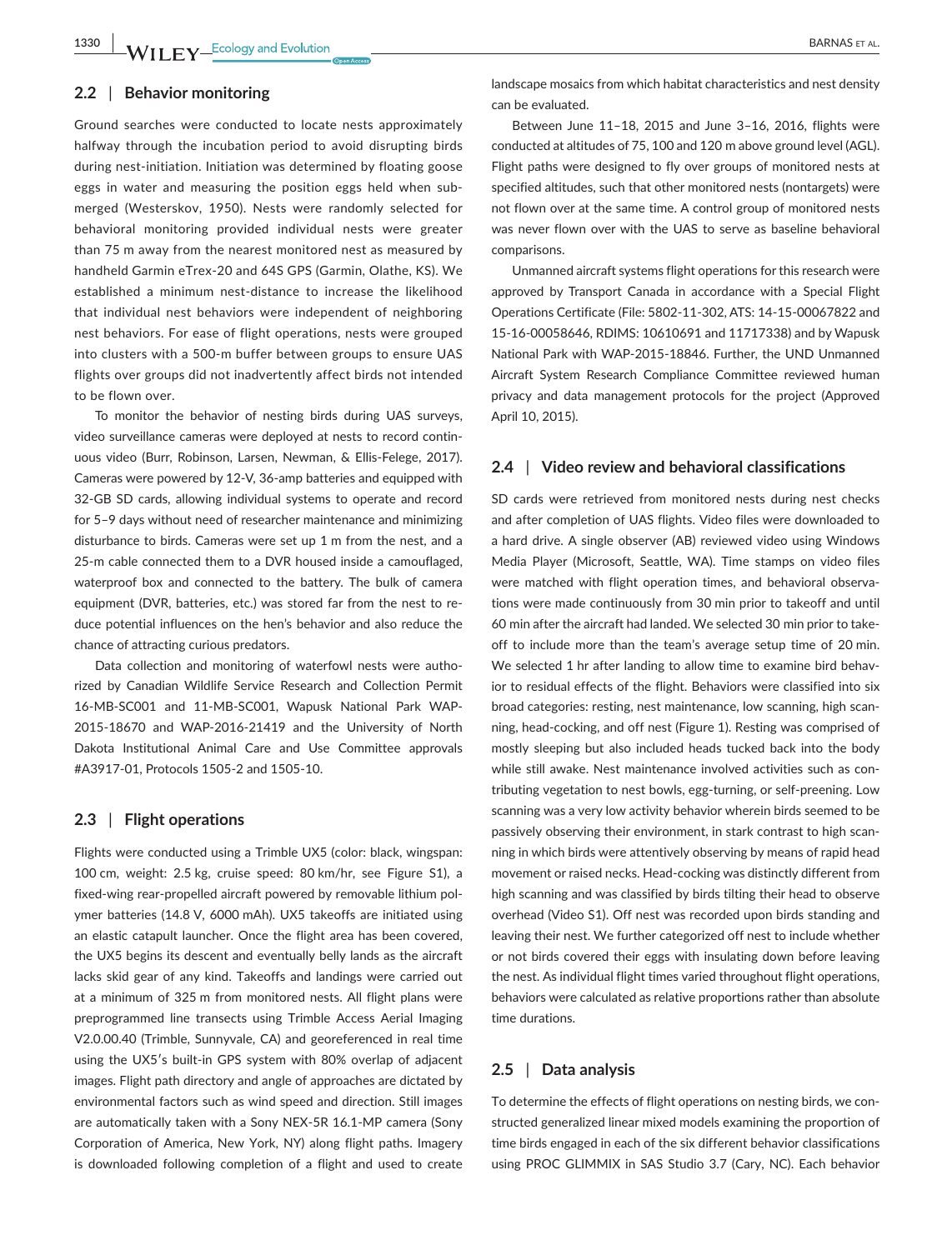## 2.2 | Behavior monitoring

Ground searches were conducted to locate nests approximately halfway through the incubation period to avoid disrupting birds during nest-initiation. Initiation was determined by floating goose eggs in water and measuring the position eggs held when submerged (Westerskov, 1950). Nests were randomly selected for behavioral monitoring provided individual nests were greater than 75 m away from the nearest monitored nest as measured by handheld Garmin eTrex-20 and 64S GPS (Garmin, Olathe, KS). We established a minimum nest-distance to increase the likelihood that individual nest behaviors were independent of neighboring nest behaviors. For ease of flight operations, nests were grouped into clusters with a 500-m buffer between groups to ensure UAS flights over groups did not inadvertently affect birds not intended to be flown over.

To monitor the behavior of nesting birds during UAS surveys, video surveillance cameras were deployed at nests to record continuous video (Burr, Robinson, Larsen, Newman, & Ellis-Felege, 2017). Cameras were powered by 12-V, 36-amp batteries and equipped with 32-GB SD cards, allowing individual systems to operate and record for 5–9 days without need of researcher maintenance and minimizing disturbance to birds. Cameras were set up 1 m from the nest, and a 25-m cable connected them to a DVR housed inside a camouflaged, waterproof box and connected to the battery. The bulk of camera equipment (DVR, batteries, etc.) was stored far from the nest to reduce potential influences on the hen's behavior and also reduce the chance of attracting curious predators.

Data collection and monitoring of waterfowl nests were authorized by Canadian Wildlife Service Research and Collection Permit 16-MB-SC001 and 11-MB-SC001, Wapusk National Park WAP-2015-18670 and WAP-2016-21419 and the University of North Dakota Institutional Animal Care and Use Committee approvals #A3917-01, Protocols 1505-2 and 1505-10.

## 2.3 | Flight operations

Flights were conducted using a Trimble UX5 (color: black, wingspan: 100 cm, weight: 2.5 kg, cruise speed: 80 km/hr, see Figure S1), a fixed-wing rear-propelled aircraft powered by removable lithium polymer batteries (14.8 V, 6000 mAh). UX5 takeoffs are initiated using an elastic catapult launcher. Once the flight area has been covered, the UX5 begins its descent and eventually belly lands as the aircraft lacks skid gear of any kind. Takeoffs and landings were carried out at a minimum of 325 m from monitored nests. All flight plans were preprogrammed line transects using Trimble Access Aerial Imaging V2.0.00.40 (Trimble, Sunnyvale, CA) and georeferenced in real time using the UX5′s built-in GPS system with 80% overlap of adjacent images. Flight path directory and angle of approaches are dictated by environmental factors such as wind speed and direction. Still images are automatically taken with a Sony NEX-5R 16.1-MP camera (Sony Corporation of America, New York, NY) along flight paths. Imagery is downloaded following completion of a flight and used to create landscape mosaics from which habitat characteristics and nest density can be evaluated.

Between June 11–18, 2015 and June 3–16, 2016, flights were conducted at altitudes of 75, 100 and 120 m above ground level (AGL). Flight paths were designed to fly over groups of monitored nests at specified altitudes, such that other monitored nests (nontargets) were not flown over at the same time. A control group of monitored nests was never flown over with the UAS to serve as baseline behavioral comparisons.

Unmanned aircraft systems flight operations for this research were approved by Transport Canada in accordance with a Special Flight Operations Certificate (File: 5802-11-302, ATS: 14-15-00067822 and 15-16-00058646, RDIMS: 10610691 and 11717338) and by Wapusk National Park with WAP-2015-18846. Further, the UND Unmanned Aircraft System Research Compliance Committee reviewed human privacy and data management protocols for the project (Approved April 10, 2015).

## 2.4 | Video review and behavioral classifications

SD cards were retrieved from monitored nests during nest checks and after completion of UAS flights. Video files were downloaded to a hard drive. A single observer (AB) reviewed video using Windows Media Player (Microsoft, Seattle, WA). Time stamps on video files were matched with flight operation times, and behavioral observations were made continuously from 30 min prior to takeoff and until 60 min after the aircraft had landed. We selected 30 min prior to takeoff to include more than the team's average setup time of 20 min. We selected 1 hr after landing to allow time to examine bird behavior to residual effects of the flight. Behaviors were classified into six broad categories: resting, nest maintenance, low scanning, high scanning, head-cocking, and off nest (Figure 1). Resting was comprised of mostly sleeping but also included heads tucked back into the body while still awake. Nest maintenance involved activities such as contributing vegetation to nest bowls, egg-turning, or self-preening. Low scanning was a very low activity behavior wherein birds seemed to be passively observing their environment, in stark contrast to high scanning in which birds were attentively observing by means of rapid head movement or raised necks. Head-cocking was distinctly different from high scanning and was classified by birds tilting their head to observe overhead (Video S1). Off nest was recorded upon birds standing and leaving their nest. We further categorized off nest to include whether or not birds covered their eggs with insulating down before leaving the nest. As individual flight times varied throughout flight operations, behaviors were calculated as relative proportions rather than absolute time durations.

## 2.5 | Data analysis

To determine the effects of flight operations on nesting birds, we constructed generalized linear mixed models examining the proportion of time birds engaged in each of the six different behavior classifications using PROC GLIMMIX in SAS Studio 3.7 (Cary, NC). Each behavior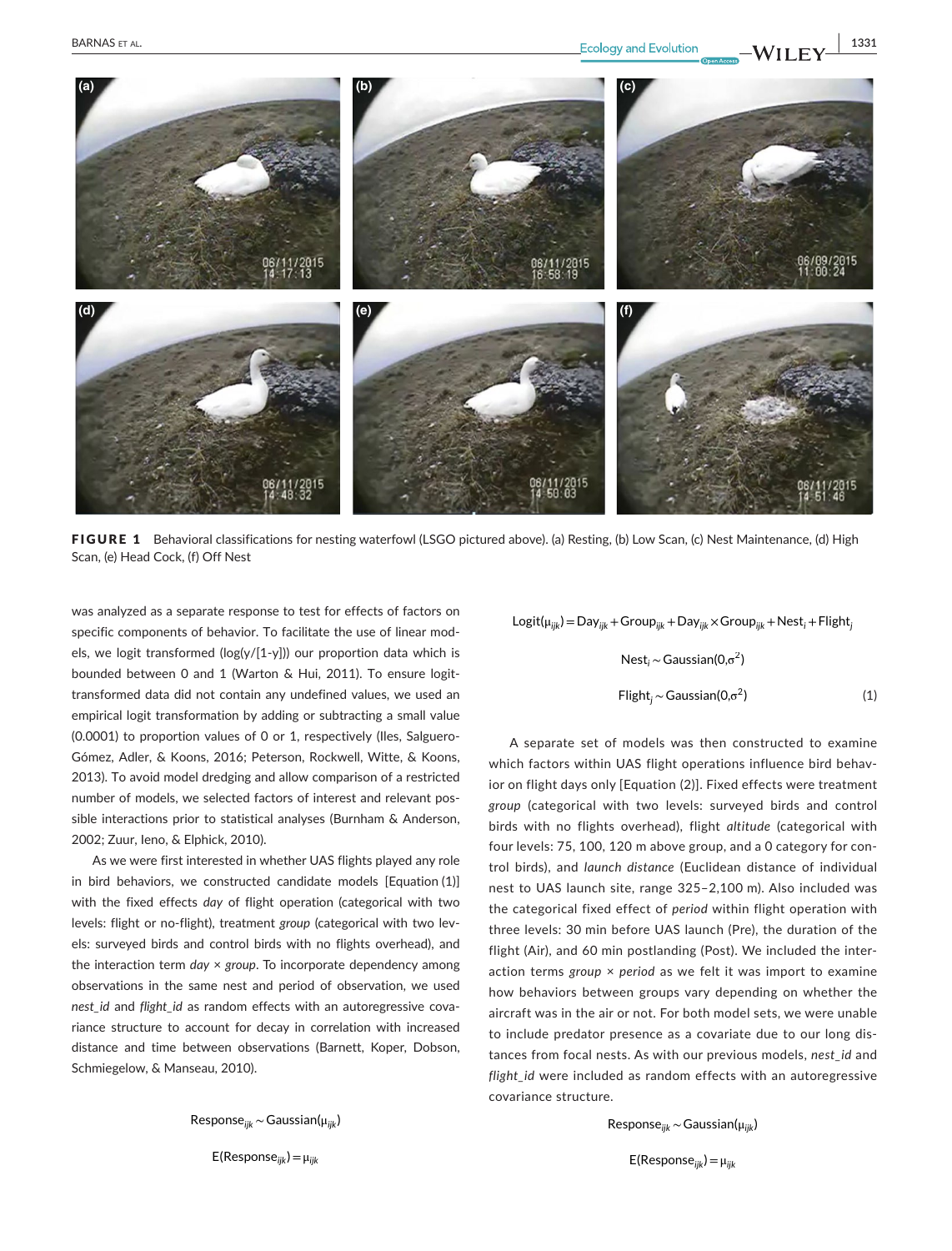**FIGURE 1** Behavioral classifications for nesting waterfowl (LSGO pictured above). (a) Resting, (b) Low Scan, (c) Nest Maintenance, (d) High Scan, (e) Head Cock, (f) Off Nest

was analyzed as a separate response to test for effects of factors on specific components of behavior. To facilitate the use of linear models, we logit transformed (log(y/[1-y])) our proportion data which is bounded between 0 and 1 (Warton & Hui, 2011). To ensure logit-transformed data did not contain any undefined values, we used an empirical logit transformation by adding or subtracting a small value (0.0001) to proportion values of 0 or 1, respectively (Iles, Salguero-Gómez, Adler, & Koons, 2016; Peterson, Rockwell, Witte, & Koons, 2013). To avoid model dredging and allow comparison of a restricted number of models, we selected factors of interest and relevant possible interactions prior to statistical analyses (Burnham & Anderson, 2002; Zuur, Ieno, & Elphick, 2010).

As we were first interested in whether UAS flights played any role in bird behaviors, we constructed candidate models [Equation (1)] with the fixed effects *day* of flight operation (categorical with two levels: flight or no-flight), treatment *group* (categorical with two levels: surveyed birds and control birds with no flights overhead), and the interaction term *day* × *group*. To incorporate dependency among observations in the same nest and period of observation, we used *nest_id* and *flight_id* as random effects with an autoregressive covariance structure to account for decay in correlation with increased distance and time between observations (Barnett, Koper, Dobson, Schmiegelow, & Manseau, 2010).

$$\text{Response}_{ijk} \sim \text{Gaussian}(\mu_{ijk})$$

$$\text{E}(\text{Response}_{ijk}) = \mu_{ijk}$$

$$\text{Logit}(\mu_{ijk}) = \text{Day}_{ijk} + \text{Group}_{ijk} + \text{Day}_{ijk} \times \text{Group}_{ijk} + \text{Nest}_i + \text{Flight}_j$$

$$\text{Nest}_i \sim \text{Gaussian}(0, \sigma^2)$$

$$\text{Flight}_j \sim \text{Gaussian}(0, \sigma^2) \tag{1}$$

A separate set of models was then constructed to examine which factors within UAS flight operations influence bird behavior on flight days only [Equation (2)]. Fixed effects were treatment *group* (categorical with two levels: surveyed birds and control birds with no flights overhead), flight *altitude* (categorical with four levels: 75, 100, 120 m above group, and a 0 category for control birds), and *launch distance* (Euclidean distance of individual nest to UAS launch site, range 325–2,100 m). Also included was the categorical fixed effect of *period* within flight operation with three levels: 30 min before UAS launch (Pre), the duration of the flight (Air), and 60 min postlanding (Post). We included the interaction terms *group* × *period* as we felt it was import to examine how behaviors between groups vary depending on whether the aircraft was in the air or not. For both model sets, we were unable to include predator presence as a covariate due to our long distances from focal nests. As with our previous models, *nest_id* and *flight_id* were included as random effects with an autoregressive covariance structure.

$$\text{Response}_{ijk} \sim \text{Gaussian}(\mu_{ijk})$$

$$\text{E}(\text{Response}_{ijk}) = \mu_{ijk}$$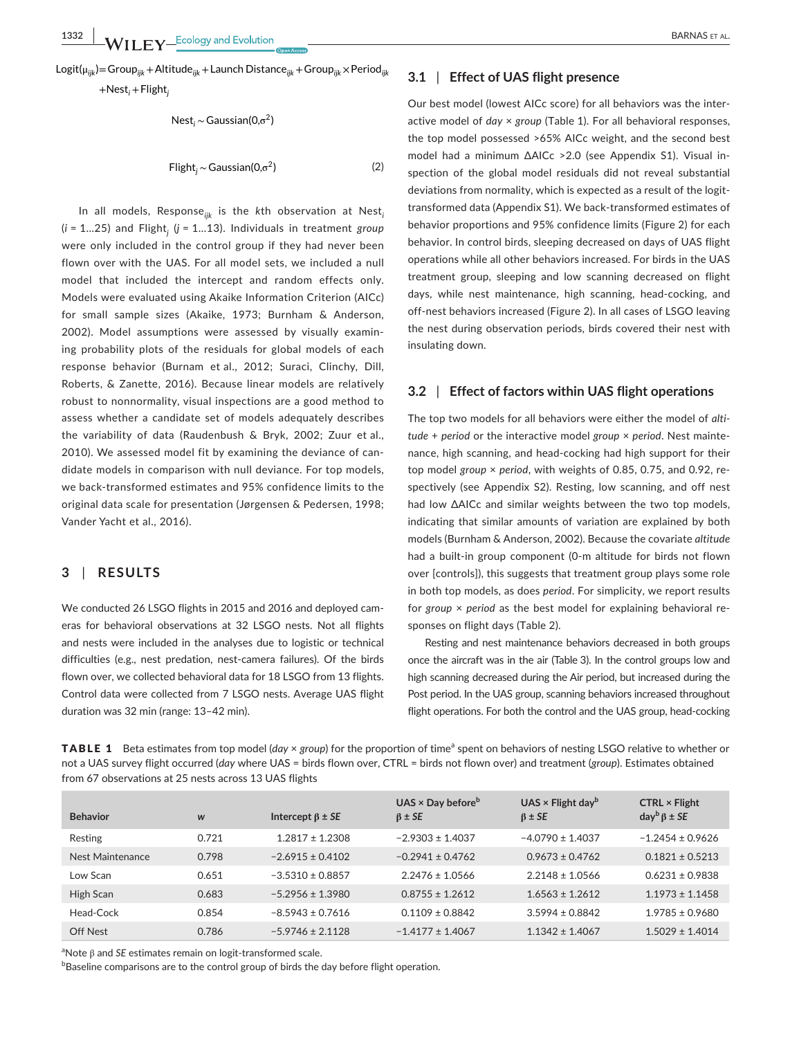$$\text{Logit}(\mu_{ijk}) = \text{Group}_{ijk} + \text{Altitude}_{ijk} + \text{Launch Distance}_{ijk} + \text{Group}_{ijk} \times \text{Period}_{ijk} + \text{Nest}_i + \text{Flight}_j$$

$$\text{Nest}_i \sim \text{Gaussian}(0, \sigma^2)$$

$$\text{Flight}_j \sim \text{Gaussian}(0, \sigma^2) \quad (2)$$

In all models, $\text{Response}_{ijk}$ is the $k$th observation at $\text{Nest}_i$ ($i$ = 1…25) and $\text{Flight}_j$ ($j$ = 1…13). Individuals in treatment *group* were only included in the control group if they had never been flown over with the UAS. For all model sets, we included a null model that included the intercept and random effects only. Models were evaluated using Akaike Information Criterion (AICc) for small sample sizes (Akaike, 1973; Burnham & Anderson, 2002). Model assumptions were assessed by visually examining probability plots of the residuals for global models of each response behavior (Burnam et al., 2012; Suraci, Clinchy, Dill, Roberts, & Zanette, 2016). Because linear models are relatively robust to nonnormality, visual inspections are a good method to assess whether a candidate set of models adequately describes the variability of data (Raudenbush & Bryk, 2002; Zuur et al., 2010). We assessed model fit by examining the deviance of candidate models in comparison with null deviance. For top models, we back-transformed estimates and 95% confidence limits to the original data scale for presentation (Jørgensen & Pedersen, 1998; Vander Yacht et al., 2016).

## 3 | RESULTS

We conducted 26 LSGO flights in 2015 and 2016 and deployed cameras for behavioral observations at 32 LSGO nests. Not all flights and nests were included in the analyses due to logistic or technical difficulties (e.g., nest predation, nest-camera failures). Of the birds flown over, we collected behavioral data for 18 LSGO from 13 flights. Control data were collected from 7 LSGO nests. Average UAS flight duration was 32 min (range: 13–42 min).

### 3.1 | Effect of UAS flight presence

Our best model (lowest AICc score) for all behaviors was the interactive model of *day* × *group* (Table 1). For all behavioral responses, the top model possessed >65% AICc weight, and the second best model had a minimum ΔAICc >2.0 (see Appendix S1). Visual inspection of the global model residuals did not reveal substantial deviations from normality, which is expected as a result of the logit-transformed data (Appendix S1). We back-transformed estimates of behavior proportions and 95% confidence limits (Figure 2) for each behavior. In control birds, sleeping decreased on days of UAS flight operations while all other behaviors increased. For birds in the UAS treatment group, sleeping and low scanning decreased on flight days, while nest maintenance, high scanning, head-cocking, and off-nest behaviors increased (Figure 2). In all cases of LSGO leaving the nest during observation periods, birds covered their nest with insulating down.

### 3.2 | Effect of factors within UAS flight operations

The top two models for all behaviors were either the model of *altitude* + *period* or the interactive model *group* × *period*. Nest maintenance, high scanning, and head-cocking had high support for their top model *group* × *period*, with weights of 0.85, 0.75, and 0.92, respectively (see Appendix S2). Resting, low scanning, and off nest had low ΔAICc and similar weights between the two top models, indicating that similar amounts of variation are explained by both models (Burnham & Anderson, 2002). Because the covariate *altitude* had a built-in group component (0-m altitude for birds not flown over [controls]), this suggests that treatment group plays some role in both top models, as does *period*. For simplicity, we report results for *group* × *period* as the best model for explaining behavioral responses on flight days (Table 2).

Resting and nest maintenance behaviors decreased in both groups once the aircraft was in the air (Table 3). In the control groups low and high scanning decreased during the Air period, but increased during the Post period. In the UAS group, scanning behaviors increased throughout flight operations. For both the control and the UAS group, head-cocking

**TABLE 1** Beta estimates from top model (*day* × *group*) for the proportion of time[a] spent on behaviors of nesting LSGO relative to whether or not a UAS survey flight occurred (*day* where UAS = birds flown over, CTRL = birds not flown over) and treatment (*group*). Estimates obtained from 67 observations at 25 nests across 13 UAS flights

| Behavior | *w* | Intercept β ± *SE* | UAS × Day before[b] β ± *SE* | UAS × Flight day[b] β ± *SE* | CTRL × Flight day[b] β ± *SE* |
|---|---|---|---|---|---|
| Resting | 0.721 | 1.2817 ± 1.2308 | −2.9303 ± 1.4037 | −4.0790 ± 1.4037 | −1.2454 ± 0.9626 |
| Nest Maintenance | 0.798 | −2.6915 ± 0.4102 | −0.2941 ± 0.4762 | 0.9673 ± 0.4762 | 0.1821 ± 0.5213 |
| Low Scan | 0.651 | −3.5310 ± 0.8857 | 2.2476 ± 1.0566 | 2.2148 ± 1.0566 | 0.6231 ± 0.9838 |
| High Scan | 0.683 | −5.2956 ± 1.3980 | 0.8755 ± 1.2612 | 1.6563 ± 1.2612 | 1.1973 ± 1.1458 |
| Head-Cock | 0.854 | −8.5943 ± 0.7616 | 0.1109 ± 0.8842 | 3.5994 ± 0.8842 | 1.9785 ± 0.9680 |
| Off Nest | 0.786 | −5.9746 ± 2.1128 | −1.4177 ± 1.4067 | 1.1342 ± 1.4067 | 1.5029 ± 1.4014 |

[a]Note β and *SE* estimates remain on logit-transformed scale.
[b]Baseline comparisons are to the control group of birds the day before flight operation.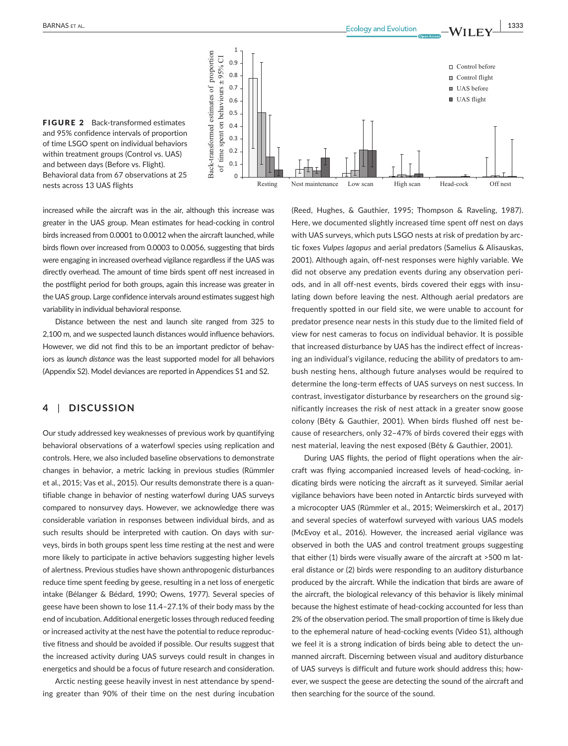FIGURE 2 Back-transformed estimates and 95% confidence intervals of proportion of time LSGO spent on individual behaviors within treatment groups (Control vs. UAS) and between days (Before vs. Flight). Behavioral data from 67 observations at 25 nests across 13 UAS flights

increased while the aircraft was in the air, although this increase was greater in the UAS group. Mean estimates for head-cocking in control birds increased from 0.0001 to 0.0012 when the aircraft launched, while birds flown over increased from 0.0003 to 0.0056, suggesting that birds were engaging in increased overhead vigilance regardless if the UAS was directly overhead. The amount of time birds spent off nest increased in the postflight period for both groups, again this increase was greater in the UAS group. Large confidence intervals around estimates suggest high variability in individual behavioral response.

Distance between the nest and launch site ranged from 325 to 2,100 m, and we suspected launch distances would influence behaviors. However, we did not find this to be an important predictor of behaviors as *launch distance* was the least supported model for all behaviors (Appendix S2). Model deviances are reported in Appendices S1 and S2.

## 4 | DISCUSSION

Our study addressed key weaknesses of previous work by quantifying behavioral observations of a waterfowl species using replication and controls. Here, we also included baseline observations to demonstrate changes in behavior, a metric lacking in previous studies (Rümmler et al., 2015; Vas et al., 2015). Our results demonstrate there is a quantifiable change in behavior of nesting waterfowl during UAS surveys compared to nonsurvey days. However, we acknowledge there was considerable variation in responses between individual birds, and as such results should be interpreted with caution. On days with surveys, birds in both groups spent less time resting at the nest and were more likely to participate in active behaviors suggesting higher levels of alertness. Previous studies have shown anthropogenic disturbances reduce time spent feeding by geese, resulting in a net loss of energetic intake (Bélanger & Bédard, 1990; Owens, 1977). Several species of geese have been shown to lose 11.4–27.1% of their body mass by the end of incubation. Additional energetic losses through reduced feeding or increased activity at the nest have the potential to reduce reproductive fitness and should be avoided if possible. Our results suggest that the increased activity during UAS surveys could result in changes in energetics and should be a focus of future research and consideration.

Arctic nesting geese heavily invest in nest attendance by spending greater than 90% of their time on the nest during incubation (Reed, Hughes, & Gauthier, 1995; Thompson & Raveling, 1987). Here, we documented slightly increased time spent off nest on days with UAS surveys, which puts LSGO nests at risk of predation by arctic foxes *Vulpes lagopus* and aerial predators (Samelius & Alisauskas, 2001). Although again, off-nest responses were highly variable. We did not observe any predation events during any observation periods, and in all off-nest events, birds covered their eggs with insulating down before leaving the nest. Although aerial predators are frequently spotted in our field site, we were unable to account for predator presence near nests in this study due to the limited field of view for nest cameras to focus on individual behavior. It is possible that increased disturbance by UAS has the indirect effect of increasing an individual's vigilance, reducing the ability of predators to ambush nesting hens, although future analyses would be required to determine the long-term effects of UAS surveys on nest success. In contrast, investigator disturbance by researchers on the ground significantly increases the risk of nest attack in a greater snow goose colony (Bêty & Gauthier, 2001). When birds flushed off nest because of researchers, only 32–47% of birds covered their eggs with nest material, leaving the nest exposed (Bêty & Gauthier, 2001).

During UAS flights, the period of flight operations when the aircraft was flying accompanied increased levels of head-cocking, indicating birds were noticing the aircraft as it surveyed. Similar aerial vigilance behaviors have been noted in Antarctic birds surveyed with a microcopter UAS (Rümmler et al., 2015; Weimerskirch et al., 2017) and several species of waterfowl surveyed with various UAS models (McEvoy et al., 2016). However, the increased aerial vigilance was observed in both the UAS and control treatment groups suggesting that either (1) birds were visually aware of the aircraft at >500 m lateral distance or (2) birds were responding to an auditory disturbance produced by the aircraft. While the indication that birds are aware of the aircraft, the biological relevancy of this behavior is likely minimal because the highest estimate of head-cocking accounted for less than 2% of the observation period. The small proportion of time is likely due to the ephemeral nature of head-cocking events (Video S1), although we feel it is a strong indication of birds being able to detect the unmanned aircraft. Discerning between visual and auditory disturbance of UAS surveys is difficult and future work should address this; however, we suspect the geese are detecting the sound of the aircraft and then searching for the source of the sound.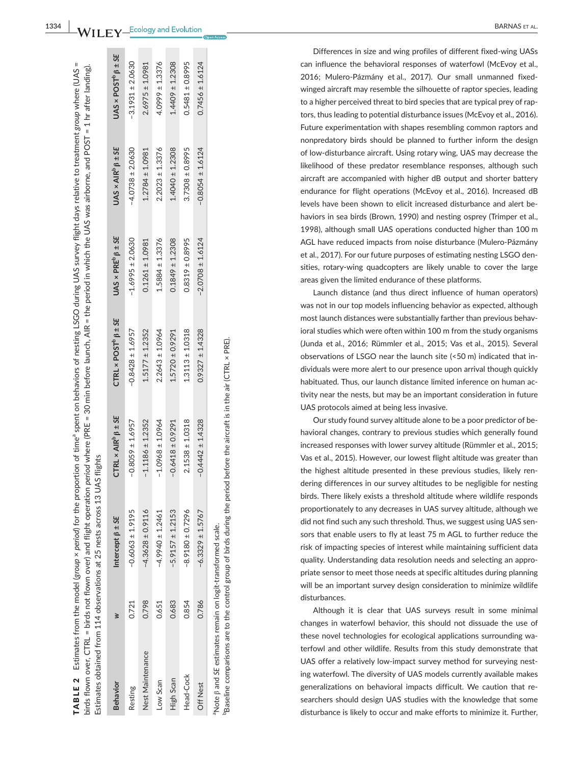**TABLE 2** Estimates from the model (*group* × *period*) for the proportion of time[a] spent on behaviors of nesting LSGO during UAS survey flight days relative to treatment *group* where (UAS = birds flown over, CTRL = birds not flown over) and flight operation *period* where (PRE = 30 min before launch, AIR = the period in which the UAS was airborne, and POST = 1 hr after landing). Estimates obtained from 114 observations at 25 nests across 13 UAS flights

| Behavior | *w* | Intercept β ± *SE* | CTRL × AIR[b] β ± *SE* | CTRL × POST[b] β ± *SE* | UAS × PRE[b] β ± *SE* | UAS × AIR[b] β ± *SE* | UAS × POST[b] β ± *SE* |
|---|---|---|---|---|---|---|---|
| Resting | 0.721 | −0.6063 ± 1.9195 | −0.8059 ± 1.6957 | −0.8428 ± 1.6957 | −1.6995 ± 2.0630 | −4.0738 ± 2.0630 | −3.1931 ± 2.0630 |
| Nest Maintenance | 0.798 | −4.3628 ± 0.9116 | −1.1186 ± 1.2352 | 1.5177 ± 1.2352 | 0.1261 ± 1.0981 | 1.2784 ± 1.0981 | 2.6975 ± 1.0981 |
| Low Scan | 0.651 | −4.9940 ± 1.2461 | −1.0968 ± 1.0964 | 2.2643 ± 1.0964 | 1.5884 ± 1.3376 | 2.2023 ± 1.3376 | 4.0999 ± 1.3376 |
| High Scan | 0.683 | −5.9157 ± 1.2153 | −0.6418 ± 0.9291 | 1.5720 ± 0.9291 | 0.1849 ± 1.2308 | 1.4040 ± 1.2308 | 1.4409 ± 1.2308 |
| Head-Cock | 0.854 | −8.9180 ± 0.7296 | 2.1538 ± 1.0318 | 1.3113 ± 1.0318 | 0.8319 ± 0.8995 | 3.7308 ± 0.8995 | 0.5481 ± 0.8995 |
| Off Nest | 0.786 | −6.3329 ± 1.5767 | −0.4442 ± 1.4328 | 0.9327 ± 1.4328 | −2.0708 ± 1.6124 | −0.8054 ± 1.6124 | 0.7456 ± 1.6124 |

[a]Note β and *SE* estimates remain on logit-transformed scale.
[b]Baseline comparisons are to the control group of birds during the period before the aircraft is in the air (CTRL × PRE).

Differences in size and wing profiles of different fixed-wing UASs can influence the behavioral responses of waterfowl (McEvoy et al., 2016; Mulero-Pázmány et al., 2017). Our small unmanned fixed-winged aircraft may resemble the silhouette of raptor species, leading to a higher perceived threat to bird species that are typical prey of raptors, thus leading to potential disturbance issues (McEvoy et al., 2016). Future experimentation with shapes resembling common raptors and nonpredatory birds should be planned to further inform the design of low-disturbance aircraft. Using rotary wing, UAS may decrease the likelihood of these predator resemblance responses, although such aircraft are accompanied with higher dB output and shorter battery endurance for flight operations (McEvoy et al., 2016). Increased dB levels have been shown to elicit increased disturbance and alert behaviors in sea birds (Brown, 1990) and nesting osprey (Trimper et al., 1998), although small UAS operations conducted higher than 100 m AGL have reduced impacts from noise disturbance (Mulero-Pázmány et al., 2017). For our future purposes of estimating nesting LSGO densities, rotary-wing quadcopters are likely unable to cover the large areas given the limited endurance of these platforms.

Launch distance (and thus direct influence of human operators) was not in our top models influencing behavior as expected, although most launch distances were substantially farther than previous behavioral studies which were often within 100 m from the study organisms (Junda et al., 2016; Rümmler et al., 2015; Vas et al., 2015). Several observations of LSGO near the launch site (<50 m) indicated that individuals were more alert to our presence upon arrival though quickly habituated. Thus, our launch distance limited inference on human activity near the nests, but may be an important consideration in future UAS protocols aimed at being less invasive.

Our study found survey altitude alone to be a poor predictor of behavioral changes, contrary to previous studies which generally found increased responses with lower survey altitude (Rümmler et al., 2015; Vas et al., 2015). However, our lowest flight altitude was greater than the highest altitude presented in these previous studies, likely rendering differences in our survey altitudes to be negligible for nesting birds. There likely exists a threshold altitude where wildlife responds proportionately to any decreases in UAS survey altitude, although we did not find such any such threshold. Thus, we suggest using UAS sensors that enable users to fly at least 75 m AGL to further reduce the risk of impacting species of interest while maintaining sufficient data quality. Understanding data resolution needs and selecting an appropriate sensor to meet those needs at specific altitudes during planning will be an important survey design consideration to minimize wildlife disturbances.

Although it is clear that UAS surveys result in some minimal changes in waterfowl behavior, this should not dissuade the use of these novel technologies for ecological applications surrounding waterfowl and other wildlife. Results from this study demonstrate that UAS offer a relatively low-impact survey method for surveying nesting waterfowl. The diversity of UAS models currently available makes generalizations on behavioral impacts difficult. We caution that researchers should design UAS studies with the knowledge that some disturbance is likely to occur and make efforts to minimize it. Further,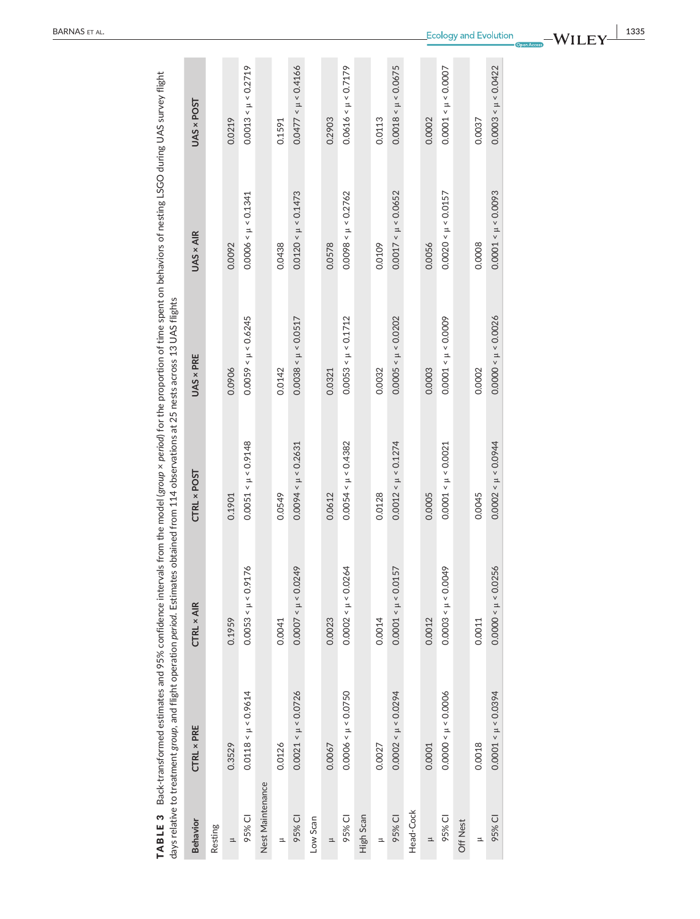**TABLE 3** Back-transformed estimates and 95% confidence intervals from the model (*group* × *period*) for the proportion of time spent on behaviors of nesting LSGO during UAS survey flight days relative to treatment *group*, and flight operation *period*. Estimates obtained from 114 observations at 25 nests across 13 UAS flights

| Behavior | CTRL × PRE | CTRL × AIR | CTRL × POST | UAS × PRE | UAS × AIR | UAS × POST |
|---|---|---|---|---|---|---|
| Resting | | | | | | |
| μ | 0.3529 | 0.1959 | 0.1901 | 0.0906 | 0.0092 | 0.0219 |
| 95% CI | 0.0118 < μ < 0.9614 | 0.0053 < μ < 0.9176 | 0.0051 < μ < 0.9148 | 0.0059 < μ < 0.6245 | 0.0006 < μ < 0.1341 | 0.0013 < μ < 0.2719 |
| Nest Maintenance | | | | | | |
| μ | 0.0126 | 0.0041 | 0.0549 | 0.0142 | 0.0438 | 0.1591 |
| 95% CI | 0.0021 < μ < 0.0726 | 0.0007 < μ < 0.0249 | 0.0094 < μ < 0.2631 | 0.0038 < μ < 0.0517 | 0.0120 < μ < 0.1473 | 0.0477 < μ < 0.4166 |
| Low Scan | | | | | | |
| μ | 0.0067 | 0.0023 | 0.0612 | 0.0321 | 0.0578 | 0.2903 |
| 95% CI | 0.0006 < μ < 0.0750 | 0.0002 < μ < 0.0264 | 0.0054 < μ < 0.4382 | 0.0053 < μ < 0.1712 | 0.0098 < μ < 0.2762 | 0.0616 < μ < 0.7179 |
| High Scan | | | | | | |
| μ | 0.0027 | 0.0014 | 0.0128 | 0.0032 | 0.0109 | 0.0113 |
| 95% CI | 0.0002 < μ < 0.0294 | 0.0001 < μ < 0.0157 | 0.0012 < μ < 0.1274 | 0.0005 < μ < 0.0202 | 0.0017 < μ < 0.0652 | 0.0018 < μ < 0.0675 |
| Head-Cock | | | | | | |
| μ | 0.0001 | 0.0012 | 0.0005 | 0.0003 | 0.0056 | 0.0002 |
| 95% CI | 0.0000 < μ < 0.0006 | 0.0003 < μ < 0.0049 | 0.0001 < μ < 0.0021 | 0.0001 < μ < 0.0009 | 0.0020 < μ < 0.0157 | 0.0001 < μ < 0.0007 |
| Off Nest | | | | | | |
| μ | 0.0018 | 0.0011 | 0.0045 | 0.0002 | 0.0008 | 0.0037 |
| 95% CI | 0.0001 < μ < 0.0394 | 0.0000 < μ < 0.0256 | 0.0002 < μ < 0.0944 | 0.0000 < μ < 0.0026 | 0.0001 < μ < 0.0093 | 0.0003 < μ < 0.0422 |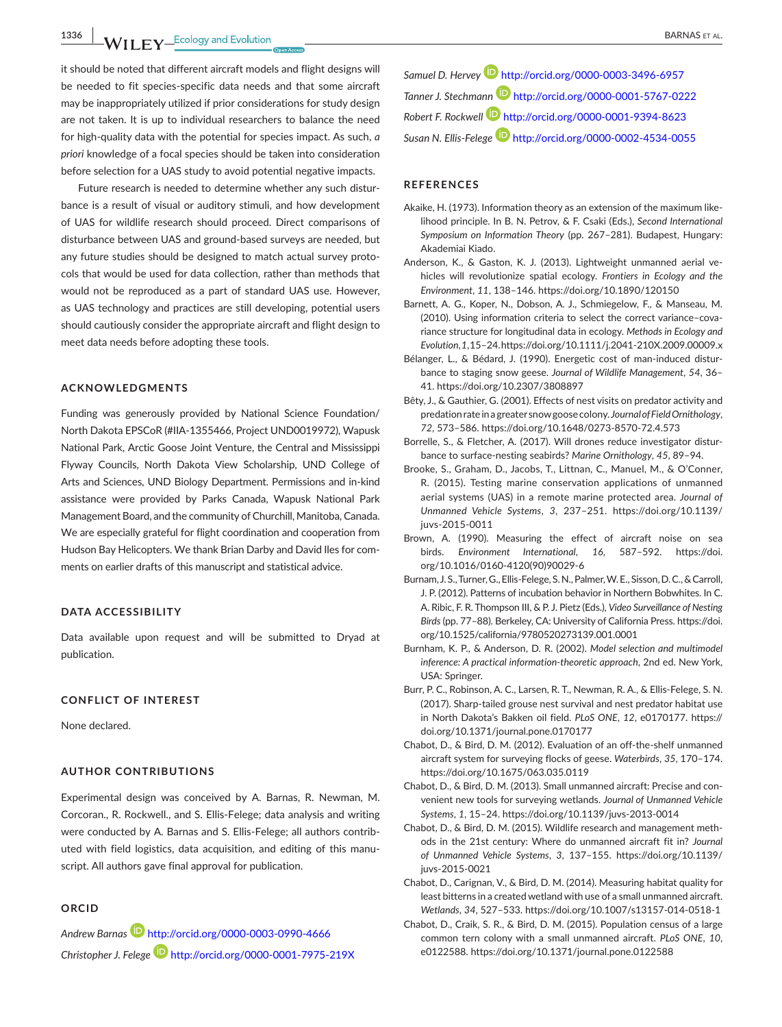it should be noted that different aircraft models and flight designs will be needed to fit species-specific data needs and that some aircraft may be inappropriately utilized if prior considerations for study design are not taken. It is up to individual researchers to balance the need for high-quality data with the potential for species impact. As such, *a priori* knowledge of a focal species should be taken into consideration before selection for a UAS study to avoid potential negative impacts.

Future research is needed to determine whether any such disturbance is a result of visual or auditory stimuli, and how development of UAS for wildlife research should proceed. Direct comparisons of disturbance between UAS and ground-based surveys are needed, but any future studies should be designed to match actual survey protocols that would be used for data collection, rather than methods that would not be reproduced as a part of standard UAS use. However, as UAS technology and practices are still developing, potential users should cautiously consider the appropriate aircraft and flight design to meet data needs before adopting these tools.

## ACKNOWLEDGMENTS

Funding was generously provided by National Science Foundation/North Dakota EPSCoR (#IIA-1355466, Project UND0019972), Wapusk National Park, Arctic Goose Joint Venture, the Central and Mississippi Flyway Councils, North Dakota View Scholarship, UND College of Arts and Sciences, UND Biology Department. Permissions and in-kind assistance were provided by Parks Canada, Wapusk National Park Management Board, and the community of Churchill, Manitoba, Canada. We are especially grateful for flight coordination and cooperation from Hudson Bay Helicopters. We thank Brian Darby and David Iles for comments on earlier drafts of this manuscript and statistical advice.

## DATA ACCESSIBILITY

Data available upon request and will be submitted to Dryad at publication.

## CONFLICT OF INTEREST

None declared.

## AUTHOR CONTRIBUTIONS

Experimental design was conceived by A. Barnas, R. Newman, M. Corcoran., R. Rockwell., and S. Ellis-Felege; data analysis and writing were conducted by A. Barnas and S. Ellis-Felege; all authors contributed with field logistics, data acquisition, and editing of this manuscript. All authors gave final approval for publication.

## ORCID

*Andrew Barnas* http://orcid.org/0000-0003-0990-4666

*Christopher J. Felege* http://orcid.org/0000-0001-7975-219X

*Samuel D. Hervey* http://orcid.org/0000-0003-3496-6957

*Tanner J. Stechmann* http://orcid.org/0000-0001-5767-0222

*Robert F. Rockwell* http://orcid.org/0000-0001-9394-8623

*Susan N. Ellis-Felege* http://orcid.org/0000-0002-4534-0055

## REFERENCES

Akaike, H. (1973). Information theory as an extension of the maximum likelihood principle. In B. N. Petrov, & F. Csaki (Eds.), *Second International Symposium on Information Theory* (pp. 267–281). Budapest, Hungary: Akademiai Kiado.

Anderson, K., & Gaston, K. J. (2013). Lightweight unmanned aerial vehicles will revolutionize spatial ecology. *Frontiers in Ecology and the Environment*, *11*, 138–146. https://doi.org/10.1890/120150

Barnett, A. G., Koper, N., Dobson, A. J., Schmiegelow, F., & Manseau, M. (2010). Using information criteria to select the correct variance–covariance structure for longitudinal data in ecology. *Methods in Ecology and Evolution*, *1*, 15–24. https://doi.org/10.1111/j.2041-210X.2009.00009.x

Bélanger, L., & Bédard, J. (1990). Energetic cost of man-induced disturbance to staging snow geese. *Journal of Wildlife Management*, *54*, 36–41. https://doi.org/10.2307/3808897

Bêty, J., & Gauthier, G. (2001). Effects of nest visits on predator activity and predation rate in a greater snow goose colony. *Journal of Field Ornithology*, *72*, 573–586. https://doi.org/10.1648/0273-8570-72.4.573

Borrelle, S., & Fletcher, A. (2017). Will drones reduce investigator disturbance to surface-nesting seabirds? *Marine Ornithology*, *45*, 89–94.

Brooke, S., Graham, D., Jacobs, T., Littnan, C., Manuel, M., & O'Conner, R. (2015). Testing marine conservation applications of unmanned aerial systems (UAS) in a remote marine protected area. *Journal of Unmanned Vehicle Systems*, *3*, 237–251. https://doi.org/10.1139/juvs-2015-0011

Brown, A. (1990). Measuring the effect of aircraft noise on sea birds. *Environment International*, *16*, 587–592. https://doi.org/10.1016/0160-4120(90)90029-6

Burnam, J. S., Turner, G., Ellis-Felege, S. N., Palmer, W. E., Sisson, D. C., & Carroll, J. P. (2012). Patterns of incubation behavior in Northern Bobwhites. In C. A. Ribic, F. R. Thompson III, & P. J. Pietz (Eds.), *Video Surveillance of Nesting Birds* (pp. 77–88). Berkeley, CA: University of California Press. https://doi.org/10.1525/california/9780520273139.001.0001

Burnham, K. P., & Anderson, D. R. (2002). *Model selection and multimodel inference: A practical information-theoretic approach*, 2nd ed. New York, USA: Springer.

Burr, P. C., Robinson, A. C., Larsen, R. T., Newman, R. A., & Ellis-Felege, S. N. (2017). Sharp-tailed grouse nest survival and nest predator habitat use in North Dakota's Bakken oil field. *PLoS ONE*, *12*, e0170177. https://doi.org/10.1371/journal.pone.0170177

Chabot, D., & Bird, D. M. (2012). Evaluation of an off-the-shelf unmanned aircraft system for surveying flocks of geese. *Waterbirds*, *35*, 170–174. https://doi.org/10.1675/063.035.0119

Chabot, D., & Bird, D. M. (2013). Small unmanned aircraft: Precise and convenient new tools for surveying wetlands. *Journal of Unmanned Vehicle Systems*, *1*, 15–24. https://doi.org/10.1139/juvs-2013-0014

Chabot, D., & Bird, D. M. (2015). Wildlife research and management methods in the 21st century: Where do unmanned aircraft fit in? *Journal of Unmanned Vehicle Systems*, *3*, 137–155. https://doi.org/10.1139/juvs-2015-0021

Chabot, D., Carignan, V., & Bird, D. M. (2014). Measuring habitat quality for least bitterns in a created wetland with use of a small unmanned aircraft. *Wetlands*, *34*, 527–533. https://doi.org/10.1007/s13157-014-0518-1

Chabot, D., Craik, S. R., & Bird, D. M. (2015). Population census of a large common tern colony with a small unmanned aircraft. *PLoS ONE*, *10*, e0122588. https://doi.org/10.1371/journal.pone.0122588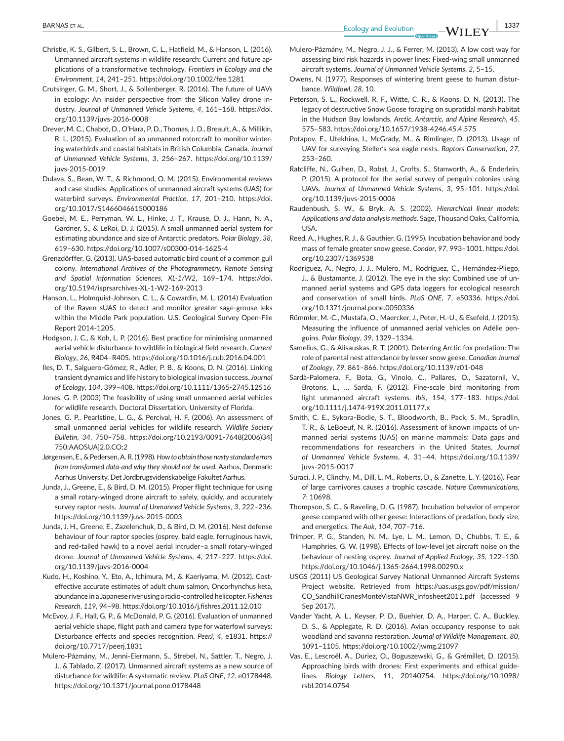Christie, K. S., Gilbert, S. L., Brown, C. L., Hatfield, M., & Hanson, L. (2016). Unmanned aircraft systems in wildlife research: Current and future applications of a transformative technology. *Frontiers in Ecology and the Environment*, *14*, 241–251. https://doi.org/10.1002/fee.1281

Crutsinger, G. M., Short, J., & Sollenberger, R. (2016). The future of UAVs in ecology: An insider perspective from the Silicon Valley drone industry. *Journal of Unmanned Vehicle Systems*, *4*, 161–168. https://doi.org/10.1139/juvs-2016-0008

Drever, M. C., Chabot, D., O'Hara, P. D., Thomas, J. D., Breault, A., & Millikin, R. L. (2015). Evaluation of an unmanned rotorcraft to monitor wintering waterbirds and coastal habitats in British Columbia, Canada. *Journal of Unmanned Vehicle Systems*, *3*, 256–267. https://doi.org/10.1139/juvs-2015-0019

Dulava, S., Bean, W. T., & Richmond, O. M. (2015). Environmental reviews and case studies: Applications of unmanned aircraft systems (UAS) for waterbird surveys. *Environmental Practice*, *17*, 201–210. https://doi.org/10.1017/S1466046615000186

Goebel, M. E., Perryman, W. L., Hinke, J. T., Krause, D. J., Hann, N. A., Gardner, S., & LeRoi, D. J. (2015). A small unmanned aerial system for estimating abundance and size of Antarctic predators. *Polar Biology*, *38*, 619–630. https://doi.org/10.1007/s00300-014-1625-4

Grenzdörffer, G. (2013). UAS-based automatic bird count of a common gull colony. *International Archives of the Photogrammetry, Remote Sensing and Spatial Information Sciences*, *XL-1/W2*, 169–174. https://doi.org/10.5194/isprsarchives-XL-1-W2-169-2013

Hanson, L., Holmquist-Johnson, C. L., & Cowardin, M. L. (2014) Evaluation of the Raven sUAS to detect and monitor greater sage-grouse leks within the Middle Park population. U.S. Geological Survey Open-File Report 2014-1205.

Hodgson, J. C., & Koh, L. P. (2016). Best practice for minimising unmanned aerial vehicle disturbance to wildlife in biological field research. *Current Biology*, *26*, R404–R405. https://doi.org/10.1016/j.cub.2016.04.001

Iles, D. T., Salguero-Gómez, R., Adler, P. B., & Koons, D. N. (2016). Linking transient dynamics and life history to biological invasion success. *Journal of Ecology*, *104*, 399–408. https://doi.org/10.1111/1365-2745.12516

Jones, G. P. (2003) The feasibility of using small unmanned aerial vehicles for wildlife research. Doctoral Dissertation, University of Florida.

Jones, G. P., Pearlstine, L. G., & Percival, H. F. (2006). An assessment of small unmanned aerial vehicles for wildlife research. *Wildlife Society Bulletin*, *34*, 750–758. https://doi.org/10.2193/0091-7648(2006)34[750:AASUA]2.0.CO;2

Jørgensen, E., & Pedersen, A. R. (1998). *How to obtain those nasty standard errors from transformed data-and why they should not be used*. Aarhus, Denmark: Aarhus University, Det Jordbrugsvidenskabelige Fakultet Aarhus.

Junda, J., Greene, E., & Bird, D. M. (2015). Proper flight technique for using a small rotary-winged drone aircraft to safely, quickly, and accurately survey raptor nests. *Journal of Unmanned Vehicle Systems*, *3*, 222–236. https://doi.org/10.1139/juvs-2015-0003

Junda, J. H., Greene, E., Zazelenchuk, D., & Bird, D. M. (2016). Nest defense behaviour of four raptor species (osprey, bald eagle, ferruginous hawk, and red-tailed hawk) to a novel aerial intruder–a small rotary-winged drone. *Journal of Unmanned Vehicle Systems*, *4*, 217–227. https://doi.org/10.1139/juvs-2016-0004

Kudo, H., Koshino, Y., Eto, A., Ichimura, M., & Kaeriyama, M. (2012). Cost-effective accurate estimates of adult chum salmon, Oncorhynchus keta, abundance in a Japanese river using a radio-controlled helicopter. *Fisheries Research*, *119*, 94–98. https://doi.org/10.1016/j.fishres.2011.12.010

McEvoy, J. F., Hall, G. P., & McDonald, P. G. (2016). Evaluation of unmanned aerial vehicle shape, flight path and camera type for waterfowl surveys: Disturbance effects and species recognition. *PeerJ*, *4*, e1831. https://doi.org/10.7717/peerj.1831

Mulero-Pázmány, M., Jenni-Eiermann, S., Strebel, N., Sattler, T., Negro, J. J., & Tablado, Z. (2017). Unmanned aircraft systems as a new source of disturbance for wildlife: A systematic review. *PLoS ONE*, *12*, e0178448. https://doi.org/10.1371/journal.pone.0178448

Mulero-Pázmány, M., Negro, J. J., & Ferrer, M. (2013). A low cost way for assessing bird risk hazards in power lines: Fixed-wing small unmanned aircraft systems. *Journal of Unmanned Vehicle Systems*, *2*, 5–15.

Owens, N. (1977). Responses of wintering brent geese to human disturbance. *Wildfowl*, *28*, 10.

Peterson, S. L., Rockwell, R. F., Witte, C. R., & Koons, D. N. (2013). The legacy of destructive Snow Goose foraging on supratidal marsh habitat in the Hudson Bay lowlands. *Arctic, Antarctic, and Alpine Research*, *45*, 575–583. https://doi.org/10.1657/1938-4246.45.4.575

Potapov, E., Utekhina, I., McGrady, M., & Rimlinger, D. (2013). Usage of UAV for surveying Steller's sea eagle nests. *Raptors Conservation*, *27*, 253–260.

Ratcliffe, N., Guihen, D., Robst, J., Crofts, S., Stanworth, A., & Enderlein, P. (2015). A protocol for the aerial survey of penguin colonies using UAVs. *Journal of Unmanned Vehicle Systems*, *3*, 95–101. https://doi.org/10.1139/juvs-2015-0006

Raudenbush, S. W., & Bryk, A. S. (2002). *Hierarchical linear models: Applications and data analysis methods*. Sage, Thousand Oaks, California, USA.

Reed, A., Hughes, R. J., & Gauthier, G. (1995). Incubation behavior and body mass of female greater snow geese. *Condor*, *97*, 993–1001. https://doi.org/10.2307/1369538

Rodríguez, A., Negro, J. J., Mulero, M., Rodríguez, C., Hernández-Pliego, J., & Bustamante, J. (2012). The eye in the sky: Combined use of unmanned aerial systems and GPS data loggers for ecological research and conservation of small birds. *PLoS ONE*, *7*, e50336. https://doi.org/10.1371/journal.pone.0050336

Rümmler, M.-C., Mustafa, O., Maercker, J., Peter, H.-U., & Esefeld, J. (2015). Measuring the influence of unmanned aerial vehicles on Adélie penguins. *Polar Biology*, *39*, 1329–1334.

Samelius, G., & Alisauskas, R. T. (2001). Deterring Arctic fox predation: The role of parental nest attendance by lesser snow geese. *Canadian Journal of Zoology*, *79*, 861–866. https://doi.org/10.1139/z01-048

Sardà-Palomera, F., Bota, G., Vinolo, C., Pallares, O., Sazatornil, V., Brotons, L., ... Sarda, F. (2012). Fine-scale bird monitoring from light unmanned aircraft systems. *Ibis*, *154*, 177–183. https://doi.org/10.1111/j.1474-919X.2011.01177.x

Smith, C. E., Sykora-Bodie, S. T., Bloodworth, B., Pack, S. M., Spradlin, T. R., & LeBoeuf, N. R. (2016). Assessment of known impacts of unmanned aerial systems (UAS) on marine mammals: Data gaps and recommendations for researchers in the United States. *Journal of Unmanned Vehicle Systems*, *4*, 31–44. https://doi.org/10.1139/juvs-2015-0017

Suraci, J. P., Clinchy, M., Dill, L. M., Roberts, D., & Zanette, L. Y. (2016). Fear of large carnivores causes a trophic cascade. *Nature Communications*, *7*: 10698.

Thompson, S. C., & Raveling, D. G. (1987). Incubation behavior of emperor geese compared with other geese: Interactions of predation, body size, and energetics. *The Auk*, *104*, 707–716.

Trimper, P. G., Standen, N. M., Lye, L. M., Lemon, D., Chubbs, T. E., & Humphries, G. W. (1998). Effects of low-level jet aircraft noise on the behaviour of nesting osprey. *Journal of Applied Ecology*, *35*, 122–130. https://doi.org/10.1046/j.1365-2664.1998.00290.x

USGS (2011) US Geological Survey National Unmanned Aircraft Systems Project website. Retrieved from https://uas.usgs.gov/pdf/mission/CO_SandhillCranesMonteVistaNWR_infosheet2011.pdf (accessed 9 Sep 2017).

Vander Yacht, A. L., Keyser, P. D., Buehler, D. A., Harper, C. A., Buckley, D. S., & Applegate, R. D. (2016). Avian occupancy response to oak woodland and savanna restoration. *Journal of Wildlife Management*, *80*, 1091–1105. https://doi.org/10.1002/jwmg.21097

Vas, E., Lescroël, A., Duriez, O., Boguszewski, G., & Grémillet, D. (2015). Approaching birds with drones: First experiments and ethical guidelines. *Biology Letters*, *11*, 20140754. https://doi.org/10.1098/rsbl.2014.0754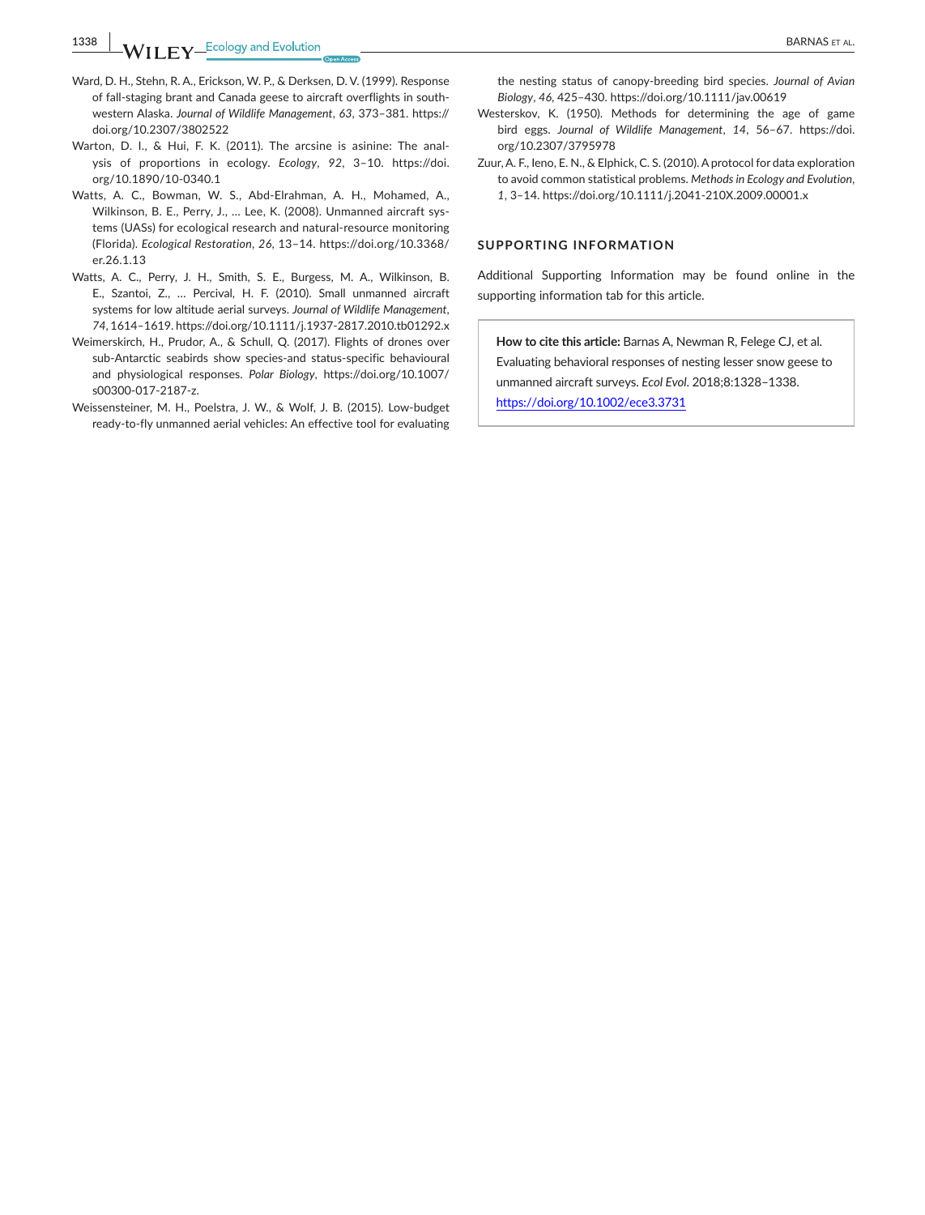Ward, D. H., Stehn, R. A., Erickson, W. P., & Derksen, D. V. (1999). Response of fall-staging brant and Canada geese to aircraft overflights in southwestern Alaska. *Journal of Wildlife Management*, *63*, 373–381. https://doi.org/10.2307/3802522

Warton, D. I., & Hui, F. K. (2011). The arcsine is asinine: The analysis of proportions in ecology. *Ecology*, *92*, 3–10. https://doi.org/10.1890/10-0340.1

Watts, A. C., Bowman, W. S., Abd-Elrahman, A. H., Mohamed, A., Wilkinson, B. E., Perry, J., … Lee, K. (2008). Unmanned aircraft systems (UASs) for ecological research and natural-resource monitoring (Florida). *Ecological Restoration*, *26*, 13–14. https://doi.org/10.3368/er.26.1.13

Watts, A. C., Perry, J. H., Smith, S. E., Burgess, M. A., Wilkinson, B. E., Szantoi, Z., … Percival, H. F. (2010). Small unmanned aircraft systems for low altitude aerial surveys. *Journal of Wildlife Management*, *74*, 1614–1619. https://doi.org/10.1111/j.1937-2817.2010.tb01292.x

Weimerskirch, H., Prudor, A., & Schull, Q. (2017). Flights of drones over sub-Antarctic seabirds show species-and status-specific behavioural and physiological responses. *Polar Biology*, https://doi.org/10.1007/s00300-017-2187-z.

Weissensteiner, M. H., Poelstra, J. W., & Wolf, J. B. (2015). Low-budget ready-to-fly unmanned aerial vehicles: An effective tool for evaluating the nesting status of canopy-breeding bird species. *Journal of Avian Biology*, *46*, 425–430. https://doi.org/10.1111/jav.00619

Westerskov, K. (1950). Methods for determining the age of game bird eggs. *Journal of Wildlife Management*, *14*, 56–67. https://doi.org/10.2307/3795978

Zuur, A. F., Ieno, E. N., & Elphick, C. S. (2010). A protocol for data exploration to avoid common statistical problems. *Methods in Ecology and Evolution*, *1*, 3–14. https://doi.org/10.1111/j.2041-210X.2009.00001.x

## SUPPORTING INFORMATION

Additional Supporting Information may be found online in the supporting information tab for this article.

**How to cite this article:** Barnas A, Newman R, Felege CJ, et al. Evaluating behavioral responses of nesting lesser snow geese to unmanned aircraft surveys. *Ecol Evol*. 2018;8:1328–1338. https://doi.org/10.1002/ece3.3731